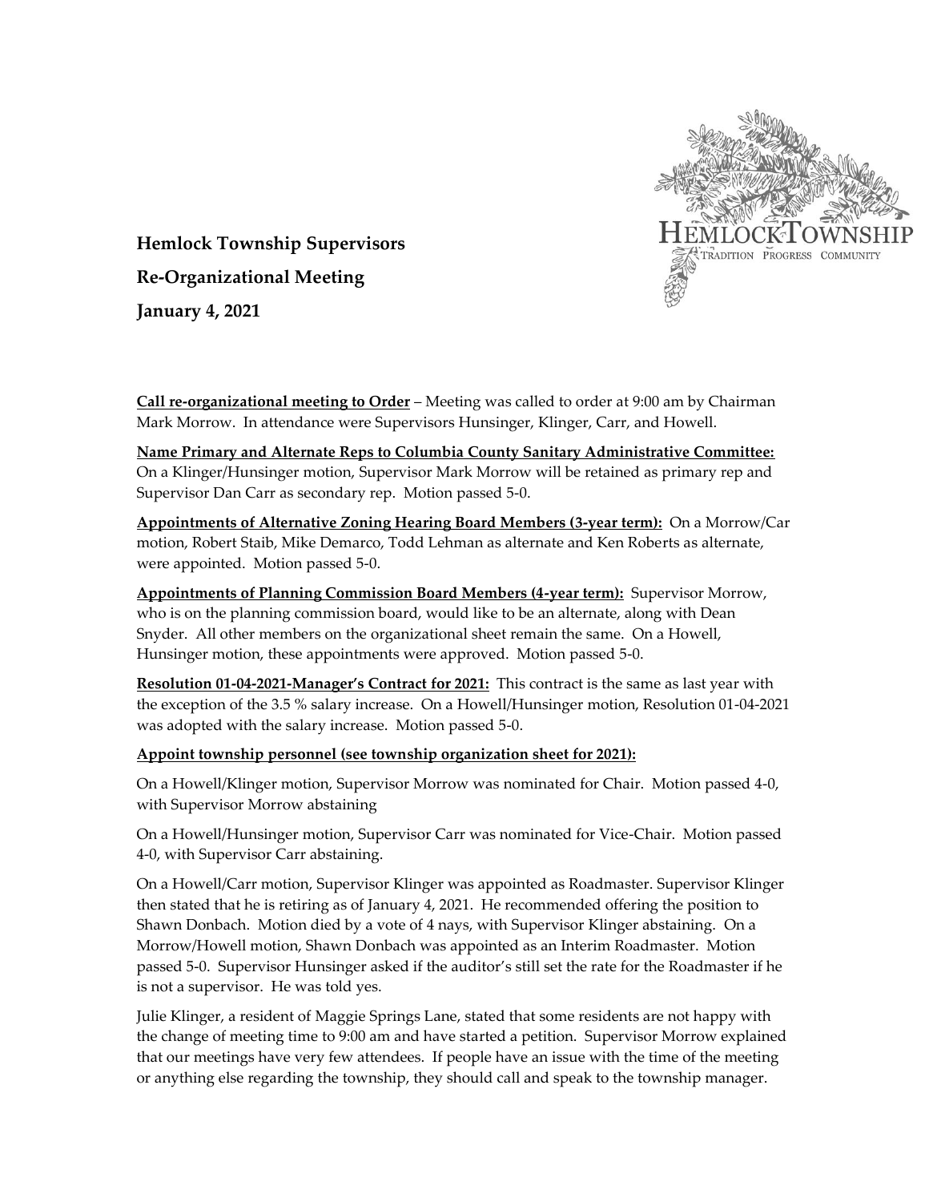**Hemlock Township Supervisors**

**Re-Organizational Meeting**

**January 4, 2021**

**Call re-organizational meeting to Order** – Meeting was called to order at 9:00 am by Chairman Mark Morrow. In attendance were Supervisors Hunsinger, Klinger, Carr, and Howell.

**Name Primary and Alternate Reps to Columbia County Sanitary Administrative Committee:** On a Klinger/Hunsinger motion, Supervisor Mark Morrow will be retained as primary rep and Supervisor Dan Carr as secondary rep. Motion passed 5-0.

**Appointments of Alternative Zoning Hearing Board Members (3-year term):** On a Morrow/Car motion, Robert Staib, Mike Demarco, Todd Lehman as alternate and Ken Roberts as alternate, were appointed. Motion passed 5-0.

**Appointments of Planning Commission Board Members (4-year term):** Supervisor Morrow, who is on the planning commission board, would like to be an alternate, along with Dean Snyder. All other members on the organizational sheet remain the same. On a Howell, Hunsinger motion, these appointments were approved. Motion passed 5-0.

**Resolution 01-04-2021-Manager's Contract for 2021:** This contract is the same as last year with the exception of the 3.5 % salary increase. On a Howell/Hunsinger motion, Resolution 01-04-2021 was adopted with the salary increase. Motion passed 5-0.

**Appoint township personnel (see township organization sheet for 2021):**

On a Howell/Klinger motion, Supervisor Morrow was nominated for Chair. Motion passed 4-0, with Supervisor Morrow abstaining

On a Howell/Hunsinger motion, Supervisor Carr was nominated for Vice-Chair. Motion passed 4-0, with Supervisor Carr abstaining.

On a Howell/Carr motion, Supervisor Klinger was appointed as Roadmaster. Supervisor Klinger then stated that he is retiring as of January 4, 2021. He recommended offering the position to Shawn Donbach. Motion died by a vote of 4 nays, with Supervisor Klinger abstaining. On a Morrow/Howell motion, Shawn Donbach was appointed as an Interim Roadmaster. Motion passed 5-0. Supervisor Hunsinger asked if the auditor's still set the rate for the Roadmaster if he is not a supervisor. He was told yes.

Julie Klinger, a resident of Maggie Springs Lane, stated that some residents are not happy with the change of meeting time to 9:00 am and have started a petition. Supervisor Morrow explained that our meetings have very few attendees. If people have an issue with the time of the meeting or anything else regarding the township, they should call and speak to the township manager.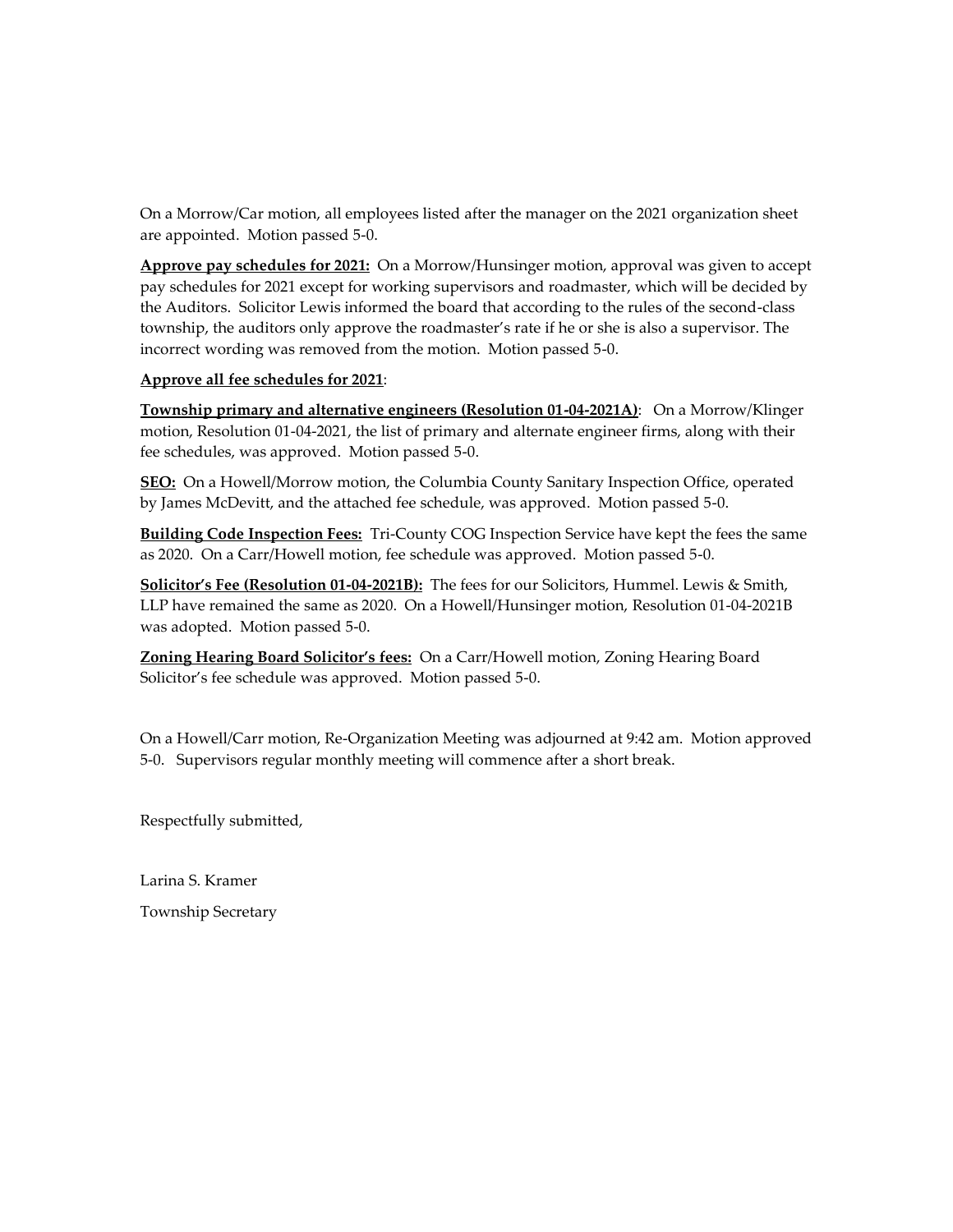On a Morrow/Car motion, all employees listed after the manager on the 2021 organization sheet are appointed. Motion passed 5-0.

**Approve pay schedules for 2021:** On a Morrow/Hunsinger motion, approval was given to accept pay schedules for 2021 except for working supervisors and roadmaster, which will be decided by the Auditors. Solicitor Lewis informed the board that according to the rules of the second-class township, the auditors only approve the roadmaster's rate if he or she is also a supervisor. The incorrect wording was removed from the motion. Motion passed 5-0.

**Approve all fee schedules for 2021**:

**Township primary and alternative engineers (Resolution 01-04-2021A)**: On a Morrow/Klinger motion, Resolution 01-04-2021, the list of primary and alternate engineer firms, along with their fee schedules, was approved. Motion passed 5-0.

**SEO:** On a Howell/Morrow motion, the Columbia County Sanitary Inspection Office, operated by James McDevitt, and the attached fee schedule, was approved. Motion passed 5-0.

**Building Code Inspection Fees:** Tri-County COG Inspection Service have kept the fees the same as 2020. On a Carr/Howell motion, fee schedule was approved. Motion passed 5-0.

**Solicitor's Fee (Resolution 01-04-2021B):** The fees for our Solicitors, Hummel. Lewis & Smith, LLP have remained the same as 2020. On a Howell/Hunsinger motion, Resolution 01-04-2021B was adopted. Motion passed 5-0.

**Zoning Hearing Board Solicitor's fees:** On a Carr/Howell motion, Zoning Hearing Board Solicitor's fee schedule was approved. Motion passed 5-0.

On a Howell/Carr motion, Re-Organization Meeting was adjourned at 9:42 am. Motion approved 5-0. Supervisors regular monthly meeting will commence after a short break.

Respectfully submitted,

Larina S. Kramer

Township Secretary